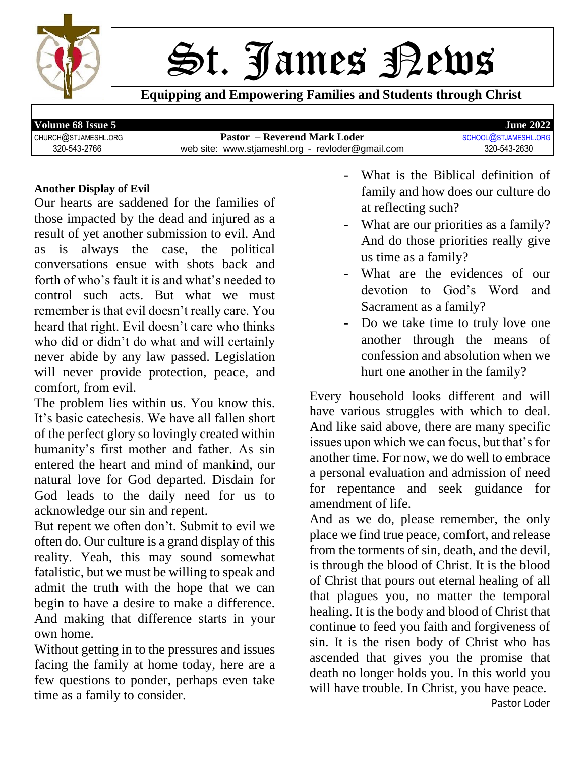# St. James News

**Equipping and Empowering Families and Students through Christ**

**Volume 68 Issue 5** | **June 2022**

CHURCH@STJAMESHL.ORG | **Pastor – Reverend Mark Loder** | SCHOOL@STJAMESHL.ORG
320-543-2766 | web site: www.stjameshl.org - revloder@gmail.com | 320-543-2630

**Another Display of Evil**

Our hearts are saddened for the families of those impacted by the dead and injured as a result of yet another submission to evil. And as is always the case, the political conversations ensue with shots back and forth of who's fault it is and what's needed to control such acts. But what we must remember is that evil doesn't really care. You heard that right. Evil doesn't care who thinks who did or didn't do what and will certainly never abide by any law passed. Legislation will never provide protection, peace, and comfort, from evil.

The problem lies within us. You know this. It's basic catechesis. We have all fallen short of the perfect glory so lovingly created within humanity's first mother and father. As sin entered the heart and mind of mankind, our natural love for God departed. Disdain for God leads to the daily need for us to acknowledge our sin and repent.

But repent we often don't. Submit to evil we often do. Our culture is a grand display of this reality. Yeah, this may sound somewhat fatalistic, but we must be willing to speak and admit the truth with the hope that we can begin to have a desire to make a difference. And making that difference starts in your own home.

Without getting in to the pressures and issues facing the family at home today, here are a few questions to ponder, perhaps even take time as a family to consider.

- What is the Biblical definition of family and how does our culture do at reflecting such?
- What are our priorities as a family? And do those priorities really give us time as a family?
- What are the evidences of our devotion to God's Word and Sacrament as a family?
- Do we take time to truly love one another through the means of confession and absolution when we hurt one another in the family?

Every household looks different and will have various struggles with which to deal. And like said above, there are many specific issues upon which we can focus, but that's for another time. For now, we do well to embrace a personal evaluation and admission of need for repentance and seek guidance for amendment of life.

And as we do, please remember, the only place we find true peace, comfort, and release from the torments of sin, death, and the devil, is through the blood of Christ. It is the blood of Christ that pours out eternal healing of all that plagues you, no matter the temporal healing. It is the body and blood of Christ that continue to feed you faith and forgiveness of sin. It is the risen body of Christ who has ascended that gives you the promise that death no longer holds you. In this world you will have trouble. In Christ, you have peace.

Pastor Loder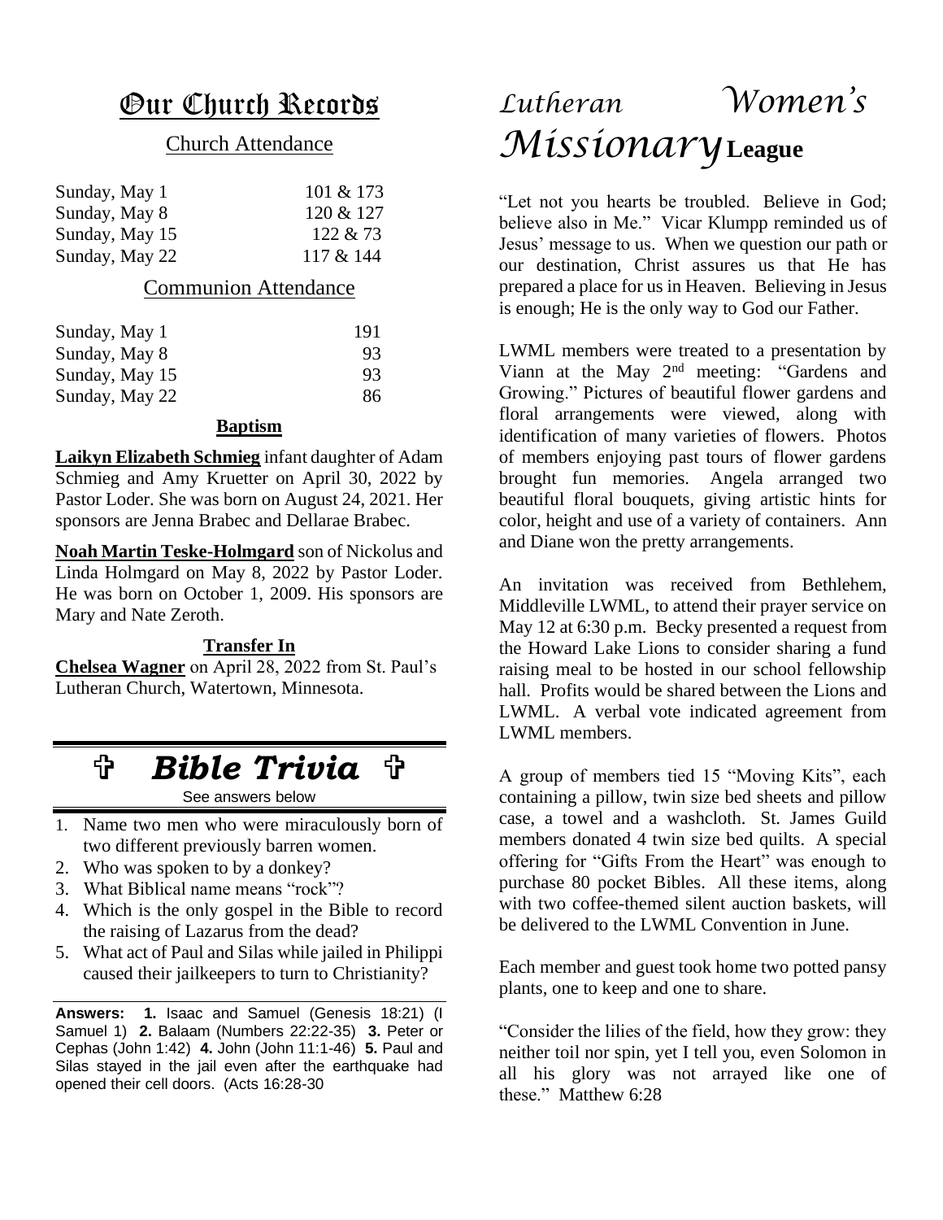# Our Church Records

## Church Attendance

| | |
|---|---|
| Sunday, May 1 | 101 & 173 |
| Sunday, May 8 | 120 & 127 |
| Sunday, May 15 | 122 & 73 |
| Sunday, May 22 | 117 & 144 |

## Communion Attendance

| | |
|---|---|
| Sunday, May 1 | 191 |
| Sunday, May 8 | 93 |
| Sunday, May 15 | 93 |
| Sunday, May 22 | 86 |

### Baptism

**Laikyn Elizabeth Schmieg** infant daughter of Adam Schmieg and Amy Kruetter on April 30, 2022 by Pastor Loder. She was born on August 24, 2021. Her sponsors are Jenna Brabec and Dellarae Brabec.

**Noah Martin Teske-Holmgard** son of Nickolus and Linda Holmgard on May 8, 2022 by Pastor Loder. He was born on October 1, 2009. His sponsors are Mary and Nate Zeroth.

### Transfer In

**Chelsea Wagner** on April 28, 2022 from St. Paul's Lutheran Church, Watertown, Minnesota.

## ✞ *Bible Trivia* ✞

See answers below

1. Name two men who were miraculously born of two different previously barren women.
2. Who was spoken to by a donkey?
3. What Biblical name means "rock"?
4. Which is the only gospel in the Bible to record the raising of Lazarus from the dead?
5. What act of Paul and Silas while jailed in Philippi caused their jailkeepers to turn to Christianity?

**Answers: 1.** Isaac and Samuel (Genesis 18:21) (I Samuel 1) **2.** Balaam (Numbers 22:22-35) **3.** Peter or Cephas (John 1:42) **4.** John (John 11:1-46) **5.** Paul and Silas stayed in the jail even after the earthquake had opened their cell doors. (Acts 16:28-30

# *Lutheran Women's Missionary* League

"Let not you hearts be troubled. Believe in God; believe also in Me." Vicar Klumpp reminded us of Jesus' message to us. When we question our path or our destination, Christ assures us that He has prepared a place for us in Heaven. Believing in Jesus is enough; He is the only way to God our Father.

LWML members were treated to a presentation by Viann at the May 2nd meeting: "Gardens and Growing." Pictures of beautiful flower gardens and floral arrangements were viewed, along with identification of many varieties of flowers. Photos of members enjoying past tours of flower gardens brought fun memories. Angela arranged two beautiful floral bouquets, giving artistic hints for color, height and use of a variety of containers. Ann and Diane won the pretty arrangements.

An invitation was received from Bethlehem, Middleville LWML, to attend their prayer service on May 12 at 6:30 p.m. Becky presented a request from the Howard Lake Lions to consider sharing a fund raising meal to be hosted in our school fellowship hall. Profits would be shared between the Lions and LWML. A verbal vote indicated agreement from LWML members.

A group of members tied 15 "Moving Kits", each containing a pillow, twin size bed sheets and pillow case, a towel and a washcloth. St. James Guild members donated 4 twin size bed quilts. A special offering for "Gifts From the Heart" was enough to purchase 80 pocket Bibles. All these items, along with two coffee-themed silent auction baskets, will be delivered to the LWML Convention in June.

Each member and guest took home two potted pansy plants, one to keep and one to share.

"Consider the lilies of the field, how they grow: they neither toil nor spin, yet I tell you, even Solomon in all his glory was not arrayed like one of these." Matthew 6:28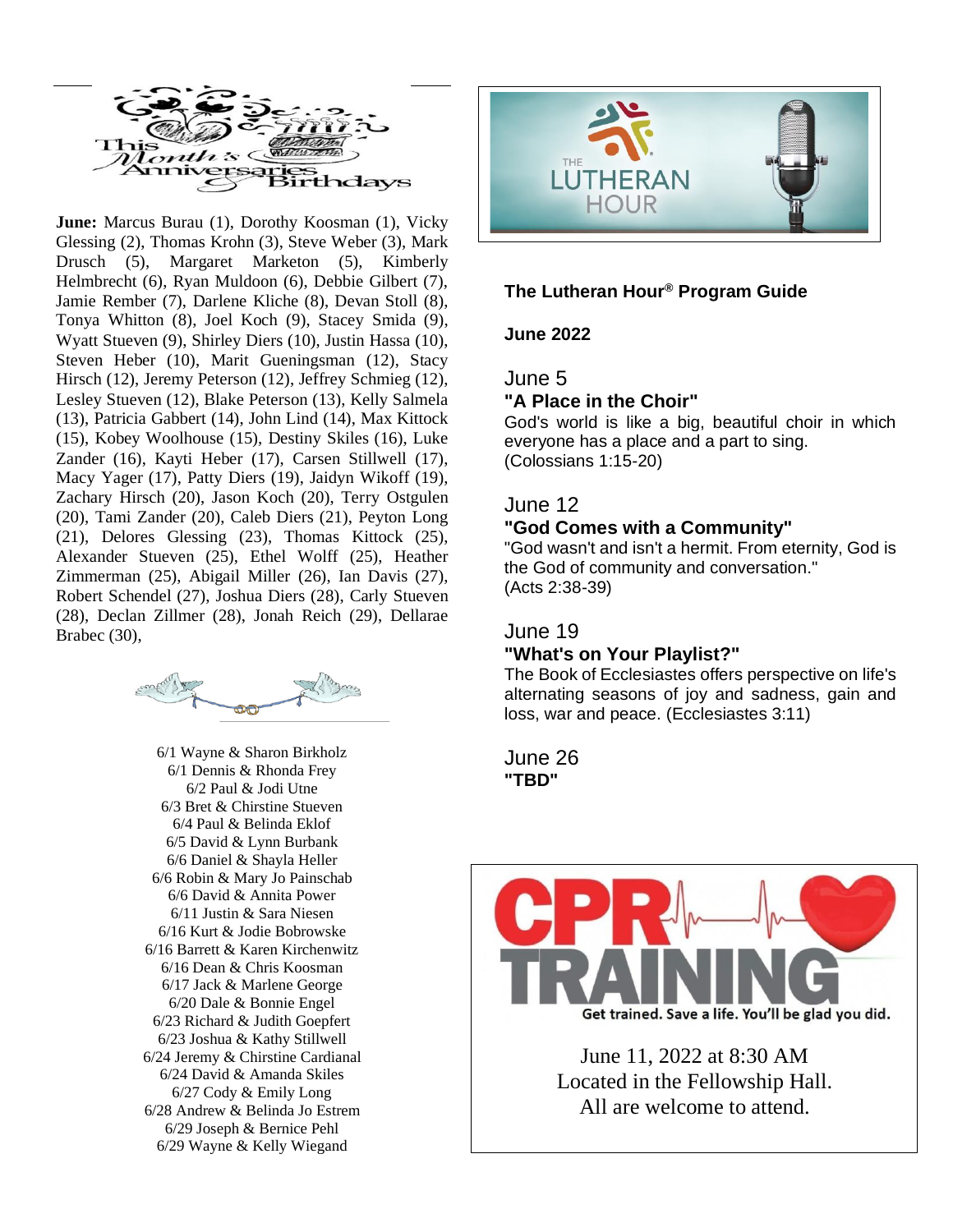## This Month's Anniversaries Birthdays

**June:** Marcus Burau (1), Dorothy Koosman (1), Vicky Glessing (2), Thomas Krohn (3), Steve Weber (3), Mark Drusch (5), Margaret Marketon (5), Kimberly Helmbrecht (6), Ryan Muldoon (6), Debbie Gilbert (7), Jamie Rember (7), Darlene Kliche (8), Devan Stoll (8), Tonya Whitton (8), Joel Koch (9), Stacey Smida (9), Wyatt Stueven (9), Shirley Diers (10), Justin Hassa (10), Steven Heber (10), Marit Gueningsman (12), Stacy Hirsch (12), Jeremy Peterson (12), Jeffrey Schmieg (12), Lesley Stueven (12), Blake Peterson (13), Kelly Salmela (13), Patricia Gabbert (14), John Lind (14), Max Kittock (15), Kobey Woolhouse (15), Destiny Skiles (16), Luke Zander (16), Kayti Heber (17), Carsen Stillwell (17), Macy Yager (17), Patty Diers (19), Jaidyn Wikoff (19), Zachary Hirsch (20), Jason Koch (20), Terry Ostgulen (20), Tami Zander (20), Caleb Diers (21), Peyton Long (21), Delores Glessing (23), Thomas Kittock (25), Alexander Stueven (25), Ethel Wolff (25), Heather Zimmerman (25), Abigail Miller (26), Ian Davis (27), Robert Schendel (27), Joshua Diers (28), Carly Stueven (28), Declan Zillmer (28), Jonah Reich (29), Dellarae Brabec (30),

6/1 Wayne & Sharon Birkholz
6/1 Dennis & Rhonda Frey
6/2 Paul & Jodi Utne
6/3 Bret & Chirstine Stueven
6/4 Paul & Belinda Eklof
6/5 David & Lynn Burbank
6/6 Daniel & Shayla Heller
6/6 Robin & Mary Jo Painschab
6/6 David & Annita Power
6/11 Justin & Sara Niesen
6/16 Kurt & Jodie Bobrowske
6/16 Barrett & Karen Kirchenwitz
6/16 Dean & Chris Koosman
6/17 Jack & Marlene George
6/20 Dale & Bonnie Engel
6/23 Richard & Judith Goepfert
6/23 Joshua & Kathy Stillwell
6/24 Jeremy & Chirstine Cardianal
6/24 David & Amanda Skiles
6/27 Cody & Emily Long
6/28 Andrew & Belinda Jo Estrem
6/29 Joseph & Bernice Pehl
6/29 Wayne & Kelly Wiegand

THE LUTHERAN HOUR

**The Lutheran Hour® Program Guide**

**June 2022**

June 5
**"A Place in the Choir"**
God's world is like a big, beautiful choir in which everyone has a place and a part to sing. (Colossians 1:15-20)

June 12
**"God Comes with a Community"**
"God wasn't and isn't a hermit. From eternity, God is the God of community and conversation." (Acts 2:38-39)

June 19
**"What's on Your Playlist?"**
The Book of Ecclesiastes offers perspective on life's alternating seasons of joy and sadness, gain and loss, war and peace. (Ecclesiastes 3:11)

June 26
**"TBD"**

## CPR TRAINING

Get trained. Save a life. You'll be glad you did.

June 11, 2022 at 8:30 AM
Located in the Fellowship Hall.
All are welcome to attend.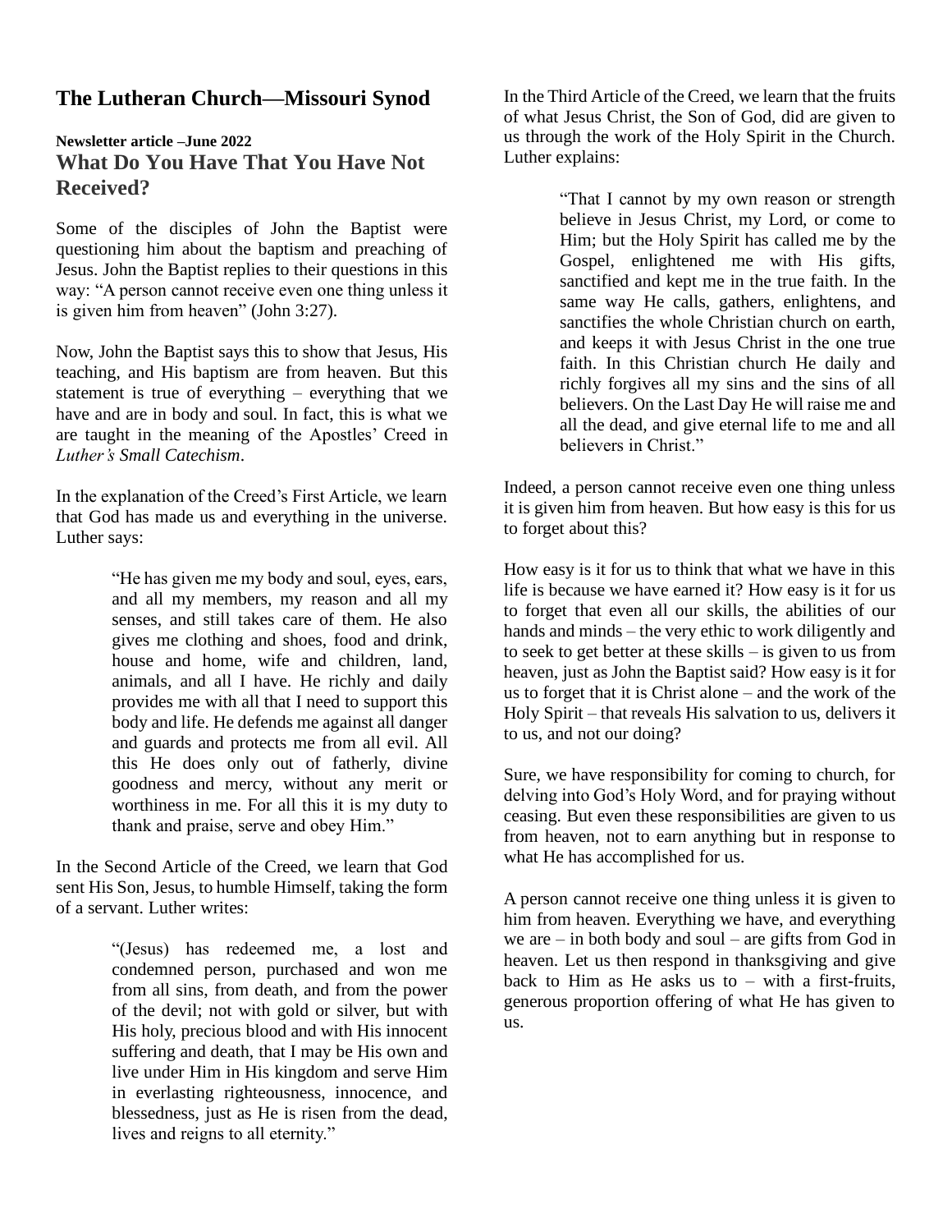# The Lutheran Church—Missouri Synod

**Newsletter article –June 2022**

## What Do You Have That You Have Not Received?

Some of the disciples of John the Baptist were questioning him about the baptism and preaching of Jesus. John the Baptist replies to their questions in this way: "A person cannot receive even one thing unless it is given him from heaven" (John 3:27).

Now, John the Baptist says this to show that Jesus, His teaching, and His baptism are from heaven. But this statement is true of everything – everything that we have and are in body and soul. In fact, this is what we are taught in the meaning of the Apostles' Creed in *Luther's Small Catechism*.

In the explanation of the Creed's First Article, we learn that God has made us and everything in the universe. Luther says:

> "He has given me my body and soul, eyes, ears, and all my members, my reason and all my senses, and still takes care of them. He also gives me clothing and shoes, food and drink, house and home, wife and children, land, animals, and all I have. He richly and daily provides me with all that I need to support this body and life. He defends me against all danger and guards and protects me from all evil. All this He does only out of fatherly, divine goodness and mercy, without any merit or worthiness in me. For all this it is my duty to thank and praise, serve and obey Him."

In the Second Article of the Creed, we learn that God sent His Son, Jesus, to humble Himself, taking the form of a servant. Luther writes:

> "(Jesus) has redeemed me, a lost and condemned person, purchased and won me from all sins, from death, and from the power of the devil; not with gold or silver, but with His holy, precious blood and with His innocent suffering and death, that I may be His own and live under Him in His kingdom and serve Him in everlasting righteousness, innocence, and blessedness, just as He is risen from the dead, lives and reigns to all eternity."

In the Third Article of the Creed, we learn that the fruits of what Jesus Christ, the Son of God, did are given to us through the work of the Holy Spirit in the Church. Luther explains:

> "That I cannot by my own reason or strength believe in Jesus Christ, my Lord, or come to Him; but the Holy Spirit has called me by the Gospel, enlightened me with His gifts, sanctified and kept me in the true faith. In the same way He calls, gathers, enlightens, and sanctifies the whole Christian church on earth, and keeps it with Jesus Christ in the one true faith. In this Christian church He daily and richly forgives all my sins and the sins of all believers. On the Last Day He will raise me and all the dead, and give eternal life to me and all believers in Christ."

Indeed, a person cannot receive even one thing unless it is given him from heaven. But how easy is this for us to forget about this?

How easy is it for us to think that what we have in this life is because we have earned it? How easy is it for us to forget that even all our skills, the abilities of our hands and minds – the very ethic to work diligently and to seek to get better at these skills – is given to us from heaven, just as John the Baptist said? How easy is it for us to forget that it is Christ alone – and the work of the Holy Spirit – that reveals His salvation to us, delivers it to us, and not our doing?

Sure, we have responsibility for coming to church, for delving into God's Holy Word, and for praying without ceasing. But even these responsibilities are given to us from heaven, not to earn anything but in response to what He has accomplished for us.

A person cannot receive one thing unless it is given to him from heaven. Everything we have, and everything we are – in both body and soul – are gifts from God in heaven. Let us then respond in thanksgiving and give back to Him as He asks us to – with a first-fruits, generous proportion offering of what He has given to us.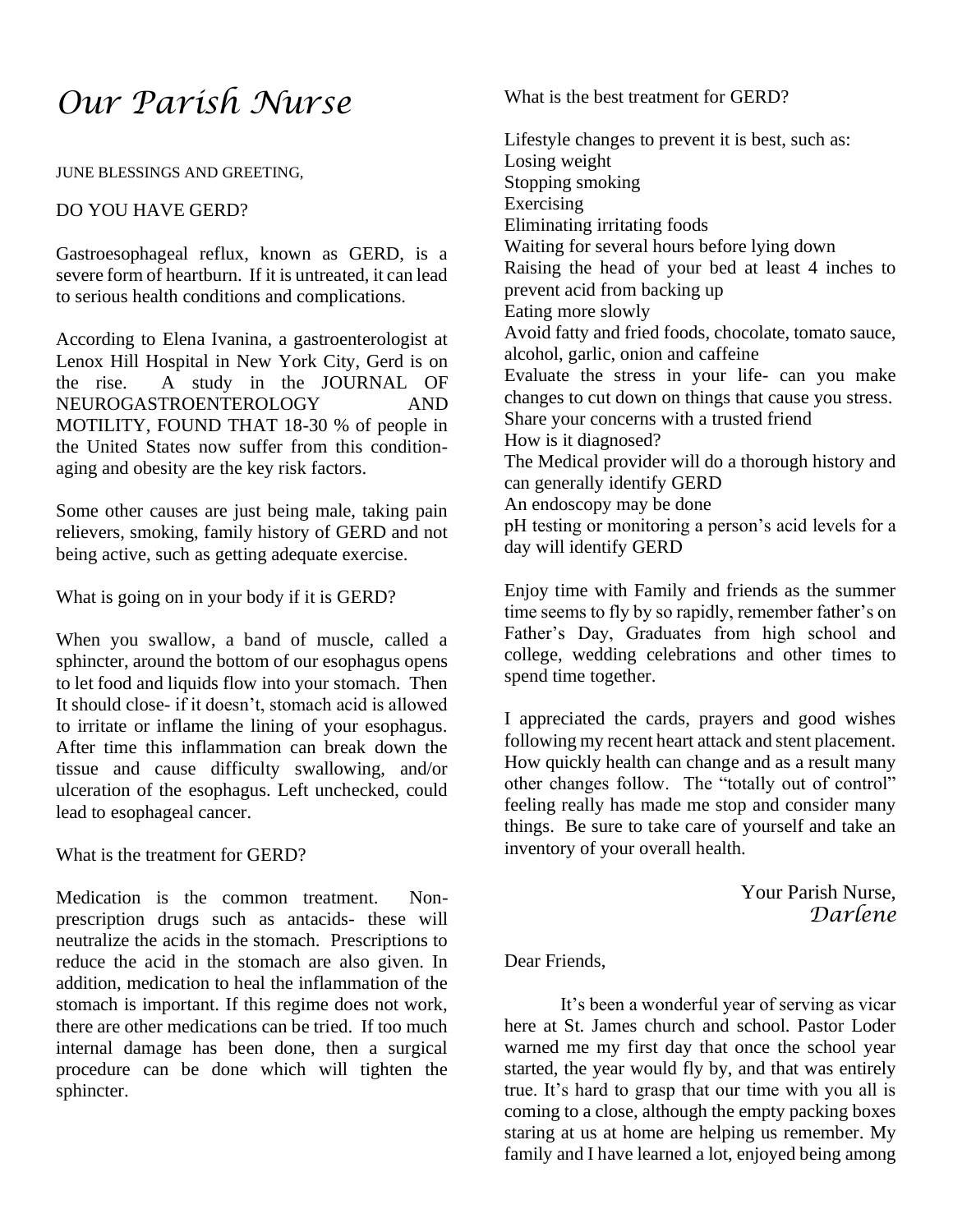# *Our Parish Nurse*

JUNE BLESSINGS AND GREETING,

DO YOU HAVE GERD?

Gastroesophageal reflux, known as GERD, is a severe form of heartburn. If it is untreated, it can lead to serious health conditions and complications.

According to Elena Ivanina, a gastroenterologist at Lenox Hill Hospital in New York City, Gerd is on the rise. A study in the JOURNAL OF NEUROGASTROENTEROLOGY AND MOTILITY, FOUND THAT 18-30 % of people in the United States now suffer from this condition- aging and obesity are the key risk factors.

Some other causes are just being male, taking pain relievers, smoking, family history of GERD and not being active, such as getting adequate exercise.

What is going on in your body if it is GERD?

When you swallow, a band of muscle, called a sphincter, around the bottom of our esophagus opens to let food and liquids flow into your stomach. Then It should close- if it doesn't, stomach acid is allowed to irritate or inflame the lining of your esophagus. After time this inflammation can break down the tissue and cause difficulty swallowing, and/or ulceration of the esophagus. Left unchecked, could lead to esophageal cancer.

What is the treatment for GERD?

Medication is the common treatment. Non-prescription drugs such as antacids- these will neutralize the acids in the stomach. Prescriptions to reduce the acid in the stomach are also given. In addition, medication to heal the inflammation of the stomach is important. If this regime does not work, there are other medications can be tried. If too much internal damage has been done, then a surgical procedure can be done which will tighten the sphincter.

What is the best treatment for GERD?

Lifestyle changes to prevent it is best, such as:
Losing weight
Stopping smoking
Exercising
Eliminating irritating foods
Waiting for several hours before lying down
Raising the head of your bed at least 4 inches to prevent acid from backing up
Eating more slowly
Avoid fatty and fried foods, chocolate, tomato sauce, alcohol, garlic, onion and caffeine
Evaluate the stress in your life- can you make changes to cut down on things that cause you stress.
Share your concerns with a trusted friend
How is it diagnosed?
The Medical provider will do a thorough history and can generally identify GERD
An endoscopy may be done
pH testing or monitoring a person's acid levels for a day will identify GERD

Enjoy time with Family and friends as the summer time seems to fly by so rapidly, remember father's on Father's Day, Graduates from high school and college, wedding celebrations and other times to spend time together.

I appreciated the cards, prayers and good wishes following my recent heart attack and stent placement. How quickly health can change and as a result many other changes follow. The "totally out of control" feeling really has made me stop and consider many things. Be sure to take care of yourself and take an inventory of your overall health.

Your Parish Nurse,
*Darlene*

Dear Friends,

It's been a wonderful year of serving as vicar here at St. James church and school. Pastor Loder warned me my first day that once the school year started, the year would fly by, and that was entirely true. It's hard to grasp that our time with you all is coming to a close, although the empty packing boxes staring at us at home are helping us remember. My family and I have learned a lot, enjoyed being among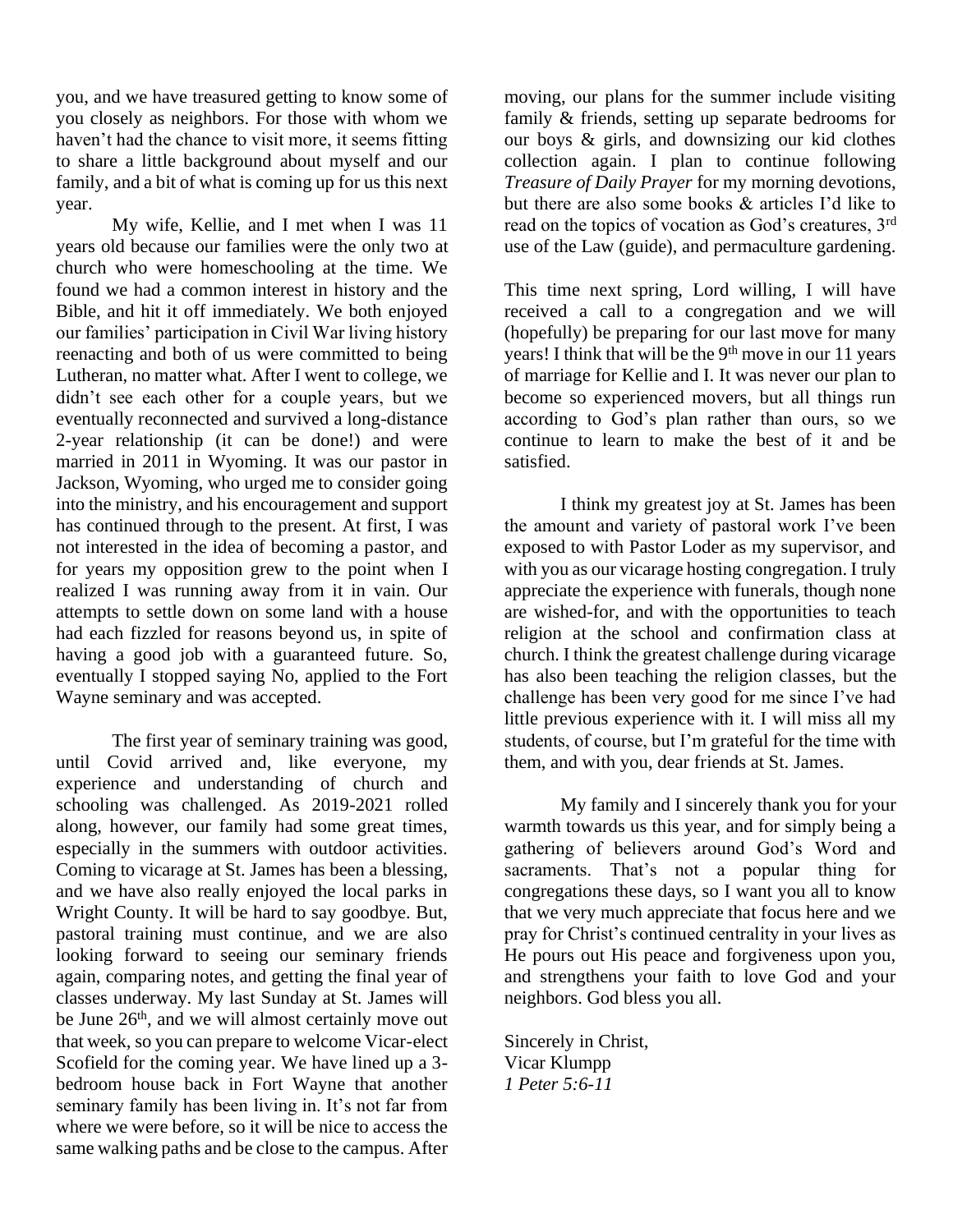you, and we have treasured getting to know some of you closely as neighbors. For those with whom we haven't had the chance to visit more, it seems fitting to share a little background about myself and our family, and a bit of what is coming up for us this next year.

My wife, Kellie, and I met when I was 11 years old because our families were the only two at church who were homeschooling at the time. We found we had a common interest in history and the Bible, and hit it off immediately. We both enjoyed our families' participation in Civil War living history reenacting and both of us were committed to being Lutheran, no matter what. After I went to college, we didn't see each other for a couple years, but we eventually reconnected and survived a long-distance 2-year relationship (it can be done!) and were married in 2011 in Wyoming. It was our pastor in Jackson, Wyoming, who urged me to consider going into the ministry, and his encouragement and support has continued through to the present. At first, I was not interested in the idea of becoming a pastor, and for years my opposition grew to the point when I realized I was running away from it in vain. Our attempts to settle down on some land with a house had each fizzled for reasons beyond us, in spite of having a good job with a guaranteed future. So, eventually I stopped saying No, applied to the Fort Wayne seminary and was accepted.

The first year of seminary training was good, until Covid arrived and, like everyone, my experience and understanding of church and schooling was challenged. As 2019-2021 rolled along, however, our family had some great times, especially in the summers with outdoor activities. Coming to vicarage at St. James has been a blessing, and we have also really enjoyed the local parks in Wright County. It will be hard to say goodbye. But, pastoral training must continue, and we are also looking forward to seeing our seminary friends again, comparing notes, and getting the final year of classes underway. My last Sunday at St. James will be June 26th, and we will almost certainly move out that week, so you can prepare to welcome Vicar-elect Scofield for the coming year. We have lined up a 3-bedroom house back in Fort Wayne that another seminary family has been living in. It's not far from where we were before, so it will be nice to access the same walking paths and be close to the campus. After moving, our plans for the summer include visiting family & friends, setting up separate bedrooms for our boys & girls, and downsizing our kid clothes collection again. I plan to continue following *Treasure of Daily Prayer* for my morning devotions, but there are also some books & articles I'd like to read on the topics of vocation as God's creatures, 3rd use of the Law (guide), and permaculture gardening.

This time next spring, Lord willing, I will have received a call to a congregation and we will (hopefully) be preparing for our last move for many years! I think that will be the 9th move in our 11 years of marriage for Kellie and I. It was never our plan to become so experienced movers, but all things run according to God's plan rather than ours, so we continue to learn to make the best of it and be satisfied.

I think my greatest joy at St. James has been the amount and variety of pastoral work I've been exposed to with Pastor Loder as my supervisor, and with you as our vicarage hosting congregation. I truly appreciate the experience with funerals, though none are wished-for, and with the opportunities to teach religion at the school and confirmation class at church. I think the greatest challenge during vicarage has also been teaching the religion classes, but the challenge has been very good for me since I've had little previous experience with it. I will miss all my students, of course, but I'm grateful for the time with them, and with you, dear friends at St. James.

My family and I sincerely thank you for your warmth towards us this year, and for simply being a gathering of believers around God's Word and sacraments. That's not a popular thing for congregations these days, so I want you all to know that we very much appreciate that focus here and we pray for Christ's continued centrality in your lives as He pours out His peace and forgiveness upon you, and strengthens your faith to love God and your neighbors. God bless you all.

Sincerely in Christ,  
Vicar Klumpp  
*1 Peter 5:6-11*